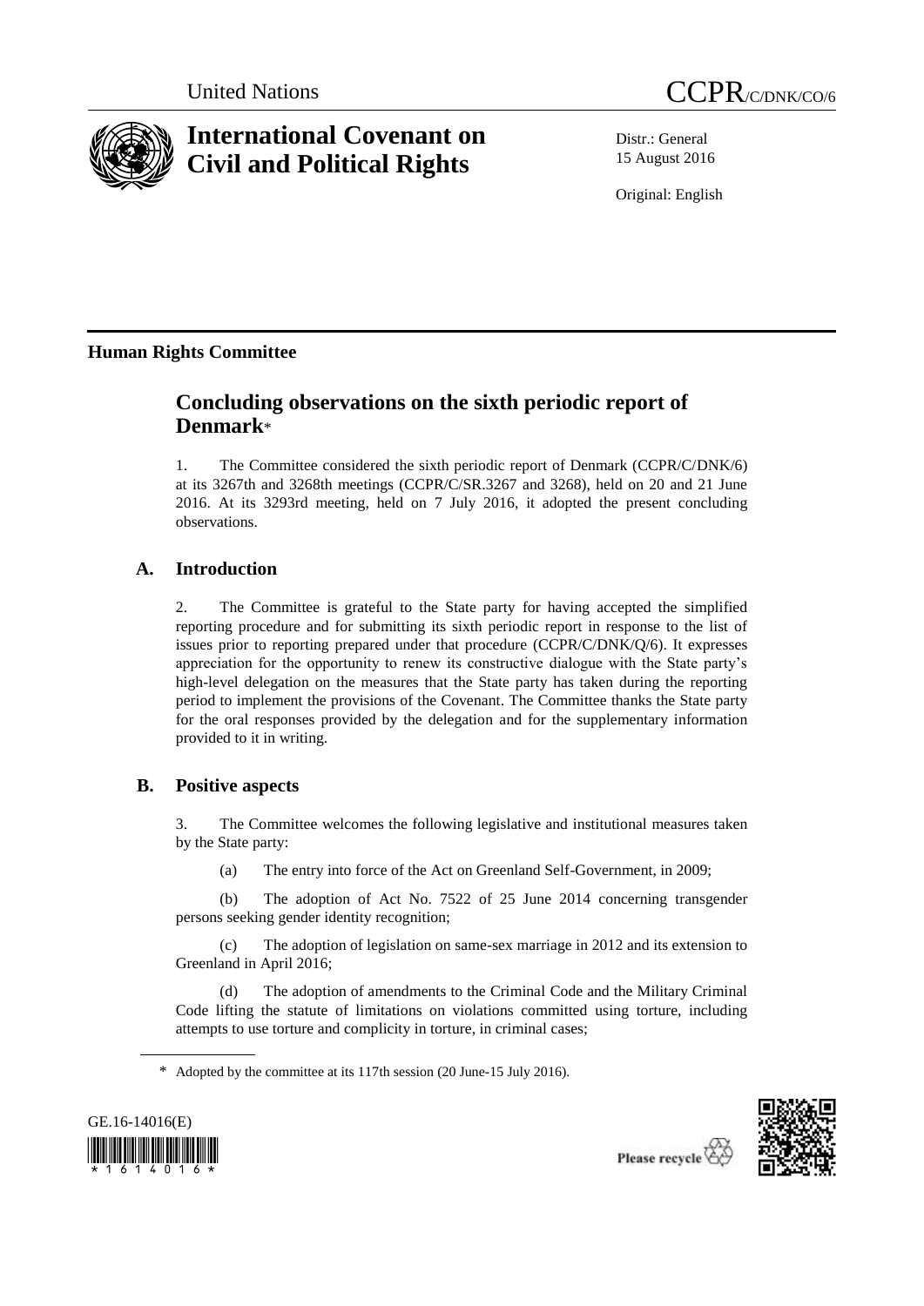United Nations

CCPR/C/DNK/CO/6

# International Covenant on Civil and Political Rights

Distr.: General
15 August 2016

Original: English

## Human Rights Committee

# Concluding observations on the sixth periodic report of Denmark*

1. The Committee considered the sixth periodic report of Denmark (CCPR/C/DNK/6) at its 3267th and 3268th meetings (CCPR/C/SR.3267 and 3268), held on 20 and 21 June 2016. At its 3293rd meeting, held on 7 July 2016, it adopted the present concluding observations.

## A. Introduction

2. The Committee is grateful to the State party for having accepted the simplified reporting procedure and for submitting its sixth periodic report in response to the list of issues prior to reporting prepared under that procedure (CCPR/C/DNK/Q/6). It expresses appreciation for the opportunity to renew its constructive dialogue with the State party's high-level delegation on the measures that the State party has taken during the reporting period to implement the provisions of the Covenant. The Committee thanks the State party for the oral responses provided by the delegation and for the supplementary information provided to it in writing.

## B. Positive aspects

3. The Committee welcomes the following legislative and institutional measures taken by the State party:

(a) The entry into force of the Act on Greenland Self-Government, in 2009;

(b) The adoption of Act No. 7522 of 25 June 2014 concerning transgender persons seeking gender identity recognition;

(c) The adoption of legislation on same-sex marriage in 2012 and its extension to Greenland in April 2016;

(d) The adoption of amendments to the Criminal Code and the Military Criminal Code lifting the statute of limitations on violations committed using torture, including attempts to use torture and complicity in torture, in criminal cases;

\* Adopted by the committee at its 117th session (20 June-15 July 2016).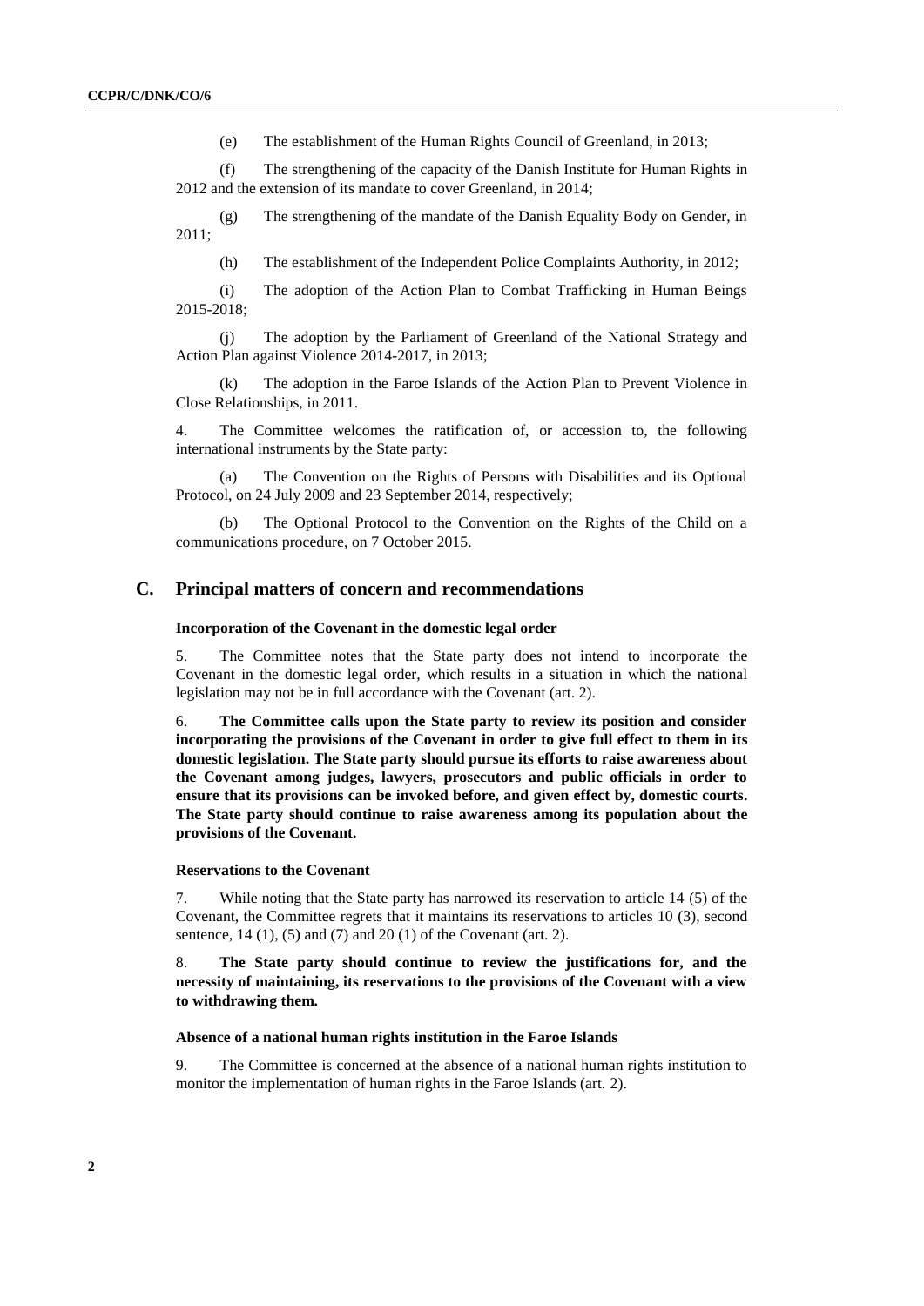(e) The establishment of the Human Rights Council of Greenland, in 2013;

(f) The strengthening of the capacity of the Danish Institute for Human Rights in 2012 and the extension of its mandate to cover Greenland, in 2014;

(g) The strengthening of the mandate of the Danish Equality Body on Gender, in 2011;

(h) The establishment of the Independent Police Complaints Authority, in 2012;

(i) The adoption of the Action Plan to Combat Trafficking in Human Beings 2015-2018;

(j) The adoption by the Parliament of Greenland of the National Strategy and Action Plan against Violence 2014-2017, in 2013;

(k) The adoption in the Faroe Islands of the Action Plan to Prevent Violence in Close Relationships, in 2011.

4. The Committee welcomes the ratification of, or accession to, the following international instruments by the State party:

(a) The Convention on the Rights of Persons with Disabilities and its Optional Protocol, on 24 July 2009 and 23 September 2014, respectively;

(b) The Optional Protocol to the Convention on the Rights of the Child on a communications procedure, on 7 October 2015.

## C. Principal matters of concern and recommendations

### Incorporation of the Covenant in the domestic legal order

5. The Committee notes that the State party does not intend to incorporate the Covenant in the domestic legal order, which results in a situation in which the national legislation may not be in full accordance with the Covenant (art. 2).

6. **The Committee calls upon the State party to review its position and consider incorporating the provisions of the Covenant in order to give full effect to them in its domestic legislation. The State party should pursue its efforts to raise awareness about the Covenant among judges, lawyers, prosecutors and public officials in order to ensure that its provisions can be invoked before, and given effect by, domestic courts. The State party should continue to raise awareness among its population about the provisions of the Covenant.**

### Reservations to the Covenant

7. While noting that the State party has narrowed its reservation to article 14 (5) of the Covenant, the Committee regrets that it maintains its reservations to articles 10 (3), second sentence, 14 (1), (5) and (7) and 20 (1) of the Covenant (art. 2).

8. **The State party should continue to review the justifications for, and the necessity of maintaining, its reservations to the provisions of the Covenant with a view to withdrawing them.**

### Absence of a national human rights institution in the Faroe Islands

9. The Committee is concerned at the absence of a national human rights institution to monitor the implementation of human rights in the Faroe Islands (art. 2).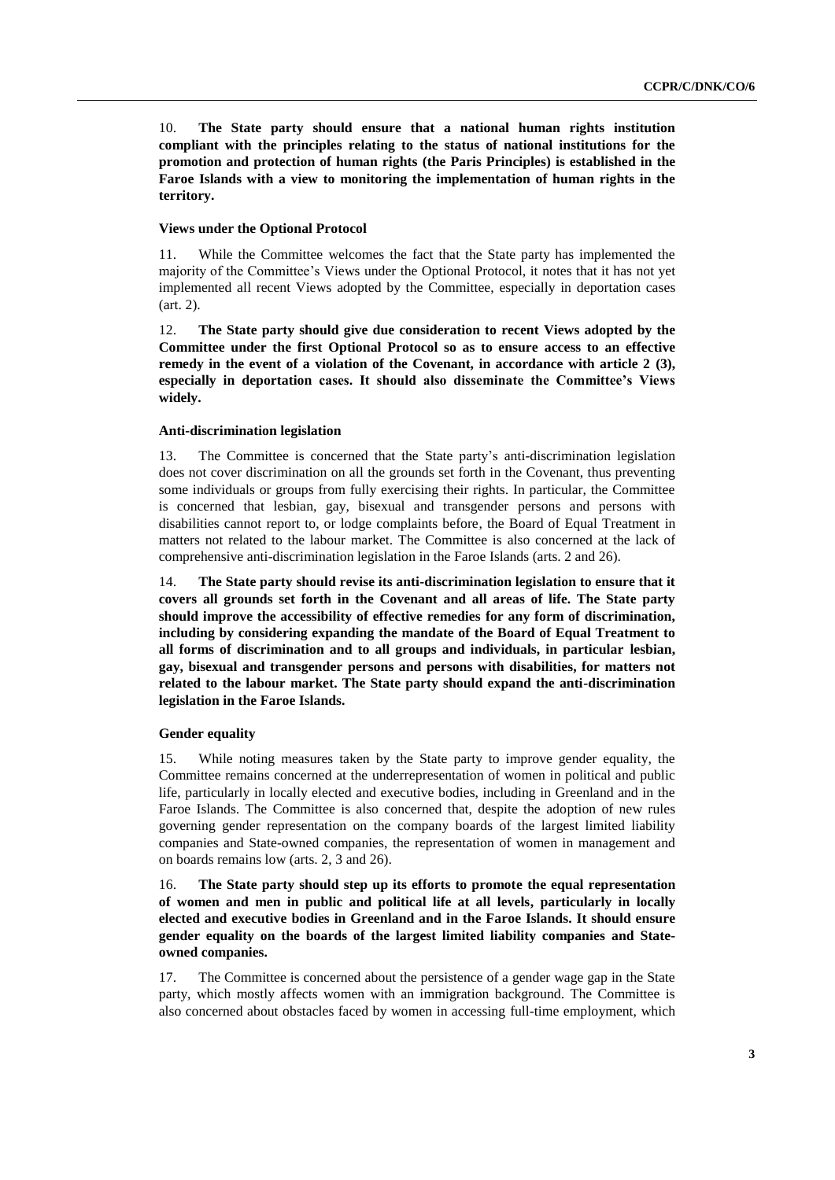10. **The State party should ensure that a national human rights institution compliant with the principles relating to the status of national institutions for the promotion and protection of human rights (the Paris Principles) is established in the Faroe Islands with a view to monitoring the implementation of human rights in the territory.**

#### Views under the Optional Protocol

11. While the Committee welcomes the fact that the State party has implemented the majority of the Committee's Views under the Optional Protocol, it notes that it has not yet implemented all recent Views adopted by the Committee, especially in deportation cases (art. 2).

12. **The State party should give due consideration to recent Views adopted by the Committee under the first Optional Protocol so as to ensure access to an effective remedy in the event of a violation of the Covenant, in accordance with article 2 (3), especially in deportation cases. It should also disseminate the Committee's Views widely.**

#### Anti-discrimination legislation

13. The Committee is concerned that the State party's anti-discrimination legislation does not cover discrimination on all the grounds set forth in the Covenant, thus preventing some individuals or groups from fully exercising their rights. In particular, the Committee is concerned that lesbian, gay, bisexual and transgender persons and persons with disabilities cannot report to, or lodge complaints before, the Board of Equal Treatment in matters not related to the labour market. The Committee is also concerned at the lack of comprehensive anti-discrimination legislation in the Faroe Islands (arts. 2 and 26).

14. **The State party should revise its anti-discrimination legislation to ensure that it covers all grounds set forth in the Covenant and all areas of life. The State party should improve the accessibility of effective remedies for any form of discrimination, including by considering expanding the mandate of the Board of Equal Treatment to all forms of discrimination and to all groups and individuals, in particular lesbian, gay, bisexual and transgender persons and persons with disabilities, for matters not related to the labour market. The State party should expand the anti-discrimination legislation in the Faroe Islands.**

#### Gender equality

15. While noting measures taken by the State party to improve gender equality, the Committee remains concerned at the underrepresentation of women in political and public life, particularly in locally elected and executive bodies, including in Greenland and in the Faroe Islands. The Committee is also concerned that, despite the adoption of new rules governing gender representation on the company boards of the largest limited liability companies and State-owned companies, the representation of women in management and on boards remains low (arts. 2, 3 and 26).

16. **The State party should step up its efforts to promote the equal representation of women and men in public and political life at all levels, particularly in locally elected and executive bodies in Greenland and in the Faroe Islands. It should ensure gender equality on the boards of the largest limited liability companies and State-owned companies.**

17. The Committee is concerned about the persistence of a gender wage gap in the State party, which mostly affects women with an immigration background. The Committee is also concerned about obstacles faced by women in accessing full-time employment, which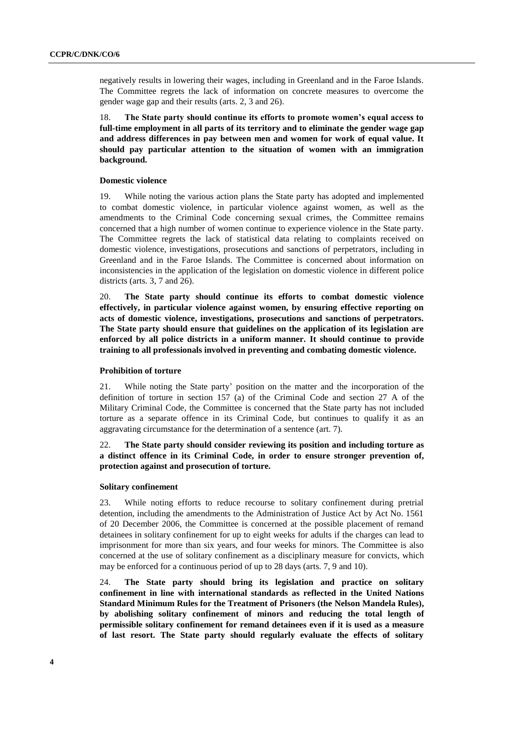negatively results in lowering their wages, including in Greenland and in the Faroe Islands. The Committee regrets the lack of information on concrete measures to overcome the gender wage gap and their results (arts. 2, 3 and 26).

18. **The State party should continue its efforts to promote women's equal access to full-time employment in all parts of its territory and to eliminate the gender wage gap and address differences in pay between men and women for work of equal value. It should pay particular attention to the situation of women with an immigration background.**

### Domestic violence

19. While noting the various action plans the State party has adopted and implemented to combat domestic violence, in particular violence against women, as well as the amendments to the Criminal Code concerning sexual crimes, the Committee remains concerned that a high number of women continue to experience violence in the State party. The Committee regrets the lack of statistical data relating to complaints received on domestic violence, investigations, prosecutions and sanctions of perpetrators, including in Greenland and in the Faroe Islands. The Committee is concerned about information on inconsistencies in the application of the legislation on domestic violence in different police districts (arts. 3, 7 and 26).

20. **The State party should continue its efforts to combat domestic violence effectively, in particular violence against women, by ensuring effective reporting on acts of domestic violence, investigations, prosecutions and sanctions of perpetrators. The State party should ensure that guidelines on the application of its legislation are enforced by all police districts in a uniform manner. It should continue to provide training to all professionals involved in preventing and combating domestic violence.**

### Prohibition of torture

21. While noting the State party' position on the matter and the incorporation of the definition of torture in section 157 (a) of the Criminal Code and section 27 A of the Military Criminal Code, the Committee is concerned that the State party has not included torture as a separate offence in its Criminal Code, but continues to qualify it as an aggravating circumstance for the determination of a sentence (art. 7).

22. **The State party should consider reviewing its position and including torture as a distinct offence in its Criminal Code, in order to ensure stronger prevention of, protection against and prosecution of torture.**

### Solitary confinement

23. While noting efforts to reduce recourse to solitary confinement during pretrial detention, including the amendments to the Administration of Justice Act by Act No. 1561 of 20 December 2006, the Committee is concerned at the possible placement of remand detainees in solitary confinement for up to eight weeks for adults if the charges can lead to imprisonment for more than six years, and four weeks for minors. The Committee is also concerned at the use of solitary confinement as a disciplinary measure for convicts, which may be enforced for a continuous period of up to 28 days (arts. 7, 9 and 10).

24. **The State party should bring its legislation and practice on solitary confinement in line with international standards as reflected in the United Nations Standard Minimum Rules for the Treatment of Prisoners (the Nelson Mandela Rules), by abolishing solitary confinement of minors and reducing the total length of permissible solitary confinement for remand detainees even if it is used as a measure of last resort. The State party should regularly evaluate the effects of solitary**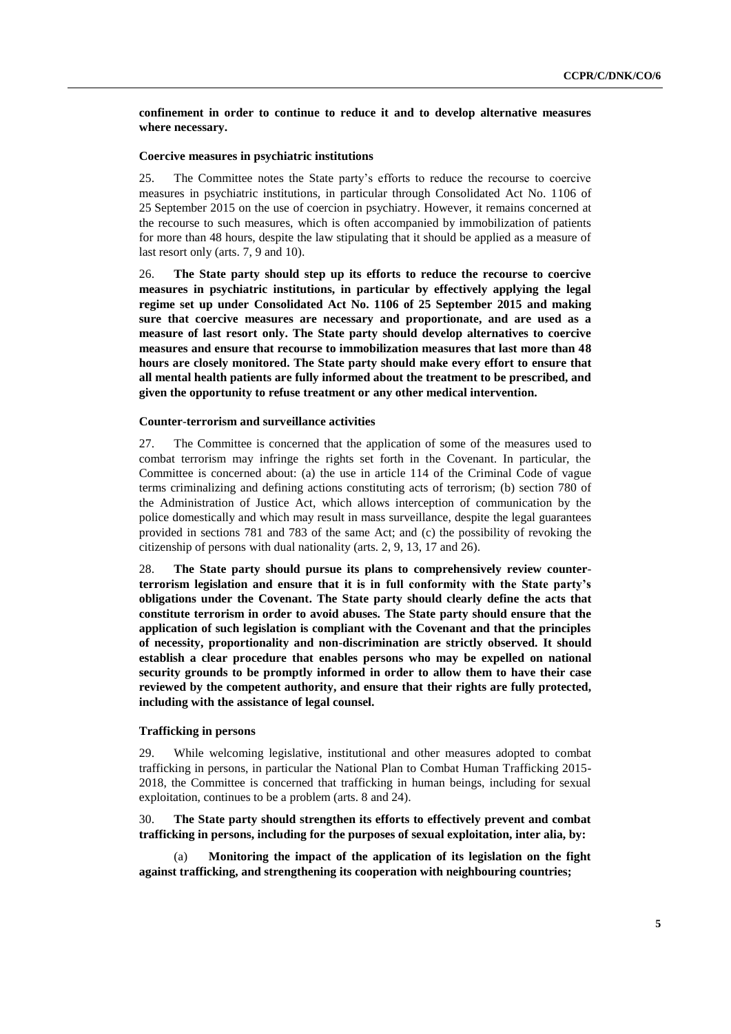**confinement in order to continue to reduce it and to develop alternative measures where necessary.**

### Coercive measures in psychiatric institutions

25. The Committee notes the State party's efforts to reduce the recourse to coercive measures in psychiatric institutions, in particular through Consolidated Act No. 1106 of 25 September 2015 on the use of coercion in psychiatry. However, it remains concerned at the recourse to such measures, which is often accompanied by immobilization of patients for more than 48 hours, despite the law stipulating that it should be applied as a measure of last resort only (arts. 7, 9 and 10).

26. **The State party should step up its efforts to reduce the recourse to coercive measures in psychiatric institutions, in particular by effectively applying the legal regime set up under Consolidated Act No. 1106 of 25 September 2015 and making sure that coercive measures are necessary and proportionate, and are used as a measure of last resort only. The State party should develop alternatives to coercive measures and ensure that recourse to immobilization measures that last more than 48 hours are closely monitored. The State party should make every effort to ensure that all mental health patients are fully informed about the treatment to be prescribed, and given the opportunity to refuse treatment or any other medical intervention.**

### Counter-terrorism and surveillance activities

27. The Committee is concerned that the application of some of the measures used to combat terrorism may infringe the rights set forth in the Covenant. In particular, the Committee is concerned about: (a) the use in article 114 of the Criminal Code of vague terms criminalizing and defining actions constituting acts of terrorism; (b) section 780 of the Administration of Justice Act, which allows interception of communication by the police domestically and which may result in mass surveillance, despite the legal guarantees provided in sections 781 and 783 of the same Act; and (c) the possibility of revoking the citizenship of persons with dual nationality (arts. 2, 9, 13, 17 and 26).

28. **The State party should pursue its plans to comprehensively review counter-terrorism legislation and ensure that it is in full conformity with the State party's obligations under the Covenant. The State party should clearly define the acts that constitute terrorism in order to avoid abuses. The State party should ensure that the application of such legislation is compliant with the Covenant and that the principles of necessity, proportionality and non-discrimination are strictly observed. It should establish a clear procedure that enables persons who may be expelled on national security grounds to be promptly informed in order to allow them to have their case reviewed by the competent authority, and ensure that their rights are fully protected, including with the assistance of legal counsel.**

### Trafficking in persons

29. While welcoming legislative, institutional and other measures adopted to combat trafficking in persons, in particular the National Plan to Combat Human Trafficking 2015-2018, the Committee is concerned that trafficking in human beings, including for sexual exploitation, continues to be a problem (arts. 8 and 24).

30. **The State party should strengthen its efforts to effectively prevent and combat trafficking in persons, including for the purposes of sexual exploitation, inter alia, by:**

(a) **Monitoring the impact of the application of its legislation on the fight against trafficking, and strengthening its cooperation with neighbouring countries;**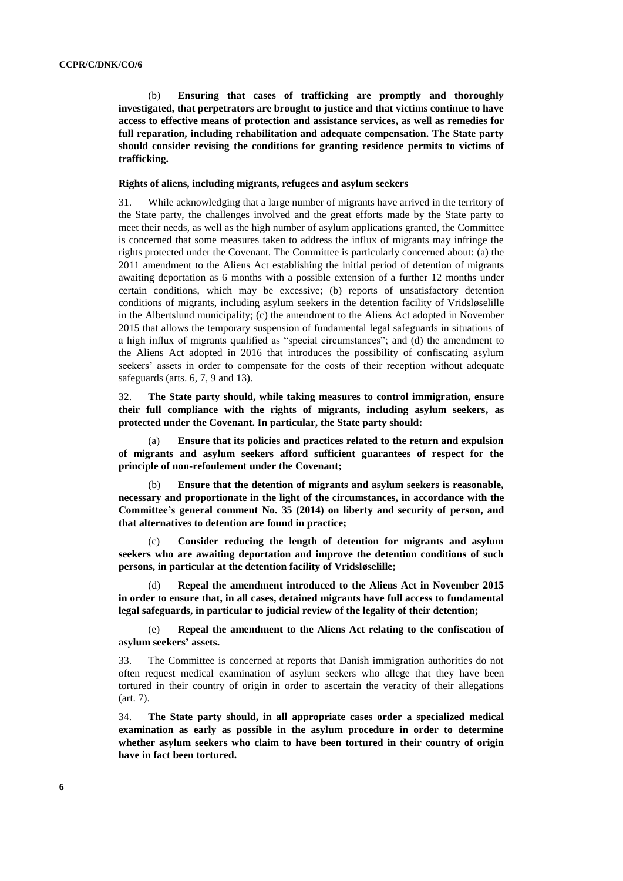(b) **Ensuring that cases of trafficking are promptly and thoroughly investigated, that perpetrators are brought to justice and that victims continue to have access to effective means of protection and assistance services, as well as remedies for full reparation, including rehabilitation and adequate compensation. The State party should consider revising the conditions for granting residence permits to victims of trafficking.**

#### Rights of aliens, including migrants, refugees and asylum seekers

31. While acknowledging that a large number of migrants have arrived in the territory of the State party, the challenges involved and the great efforts made by the State party to meet their needs, as well as the high number of asylum applications granted, the Committee is concerned that some measures taken to address the influx of migrants may infringe the rights protected under the Covenant. The Committee is particularly concerned about: (a) the 2011 amendment to the Aliens Act establishing the initial period of detention of migrants awaiting deportation as 6 months with a possible extension of a further 12 months under certain conditions, which may be excessive; (b) reports of unsatisfactory detention conditions of migrants, including asylum seekers in the detention facility of Vridsløselille in the Albertslund municipality; (c) the amendment to the Aliens Act adopted in November 2015 that allows the temporary suspension of fundamental legal safeguards in situations of a high influx of migrants qualified as "special circumstances"; and (d) the amendment to the Aliens Act adopted in 2016 that introduces the possibility of confiscating asylum seekers' assets in order to compensate for the costs of their reception without adequate safeguards (arts. 6, 7, 9 and 13).

32. **The State party should, while taking measures to control immigration, ensure their full compliance with the rights of migrants, including asylum seekers, as protected under the Covenant. In particular, the State party should:**

(a) **Ensure that its policies and practices related to the return and expulsion of migrants and asylum seekers afford sufficient guarantees of respect for the principle of non-refoulement under the Covenant;**

(b) **Ensure that the detention of migrants and asylum seekers is reasonable, necessary and proportionate in the light of the circumstances, in accordance with the Committee's general comment No. 35 (2014) on liberty and security of person, and that alternatives to detention are found in practice;**

(c) **Consider reducing the length of detention for migrants and asylum seekers who are awaiting deportation and improve the detention conditions of such persons, in particular at the detention facility of Vridsløselille;**

(d) **Repeal the amendment introduced to the Aliens Act in November 2015 in order to ensure that, in all cases, detained migrants have full access to fundamental legal safeguards, in particular to judicial review of the legality of their detention;**

(e) **Repeal the amendment to the Aliens Act relating to the confiscation of asylum seekers' assets.**

33. The Committee is concerned at reports that Danish immigration authorities do not often request medical examination of asylum seekers who allege that they have been tortured in their country of origin in order to ascertain the veracity of their allegations (art. 7).

34. **The State party should, in all appropriate cases order a specialized medical examination as early as possible in the asylum procedure in order to determine whether asylum seekers who claim to have been tortured in their country of origin have in fact been tortured.**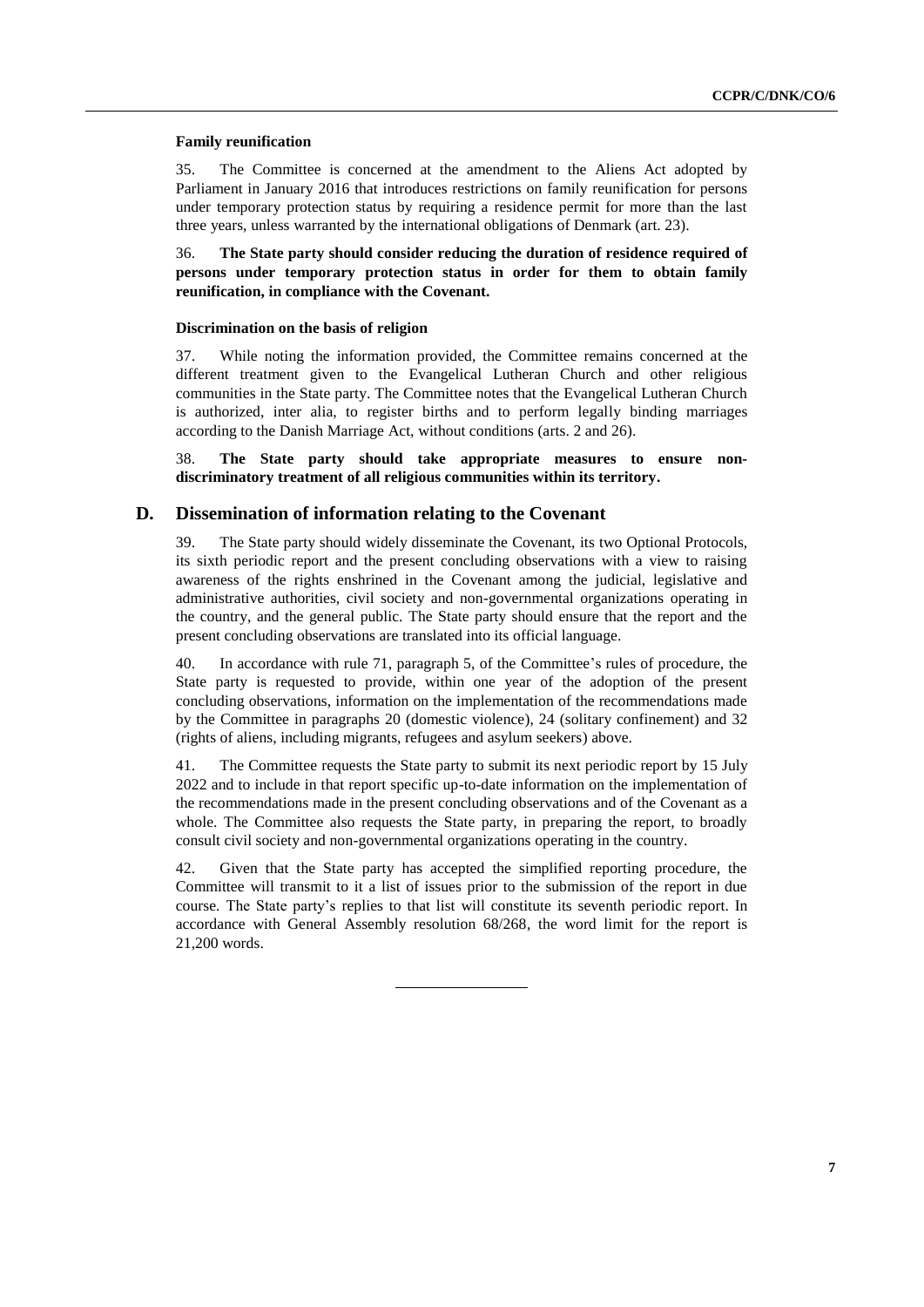### Family reunification

35. The Committee is concerned at the amendment to the Aliens Act adopted by Parliament in January 2016 that introduces restrictions on family reunification for persons under temporary protection status by requiring a residence permit for more than the last three years, unless warranted by the international obligations of Denmark (art. 23).

36. **The State party should consider reducing the duration of residence required of persons under temporary protection status in order for them to obtain family reunification, in compliance with the Covenant.**

### Discrimination on the basis of religion

37. While noting the information provided, the Committee remains concerned at the different treatment given to the Evangelical Lutheran Church and other religious communities in the State party. The Committee notes that the Evangelical Lutheran Church is authorized, inter alia, to register births and to perform legally binding marriages according to the Danish Marriage Act, without conditions (arts. 2 and 26).

38. **The State party should take appropriate measures to ensure non-discriminatory treatment of all religious communities within its territory.**

## D. Dissemination of information relating to the Covenant

39. The State party should widely disseminate the Covenant, its two Optional Protocols, its sixth periodic report and the present concluding observations with a view to raising awareness of the rights enshrined in the Covenant among the judicial, legislative and administrative authorities, civil society and non-governmental organizations operating in the country, and the general public. The State party should ensure that the report and the present concluding observations are translated into its official language.

40. In accordance with rule 71, paragraph 5, of the Committee's rules of procedure, the State party is requested to provide, within one year of the adoption of the present concluding observations, information on the implementation of the recommendations made by the Committee in paragraphs 20 (domestic violence), 24 (solitary confinement) and 32 (rights of aliens, including migrants, refugees and asylum seekers) above.

41. The Committee requests the State party to submit its next periodic report by 15 July 2022 and to include in that report specific up-to-date information on the implementation of the recommendations made in the present concluding observations and of the Covenant as a whole. The Committee also requests the State party, in preparing the report, to broadly consult civil society and non-governmental organizations operating in the country.

42. Given that the State party has accepted the simplified reporting procedure, the Committee will transmit to it a list of issues prior to the submission of the report in due course. The State party's replies to that list will constitute its seventh periodic report. In accordance with General Assembly resolution 68/268, the word limit for the report is 21,200 words.